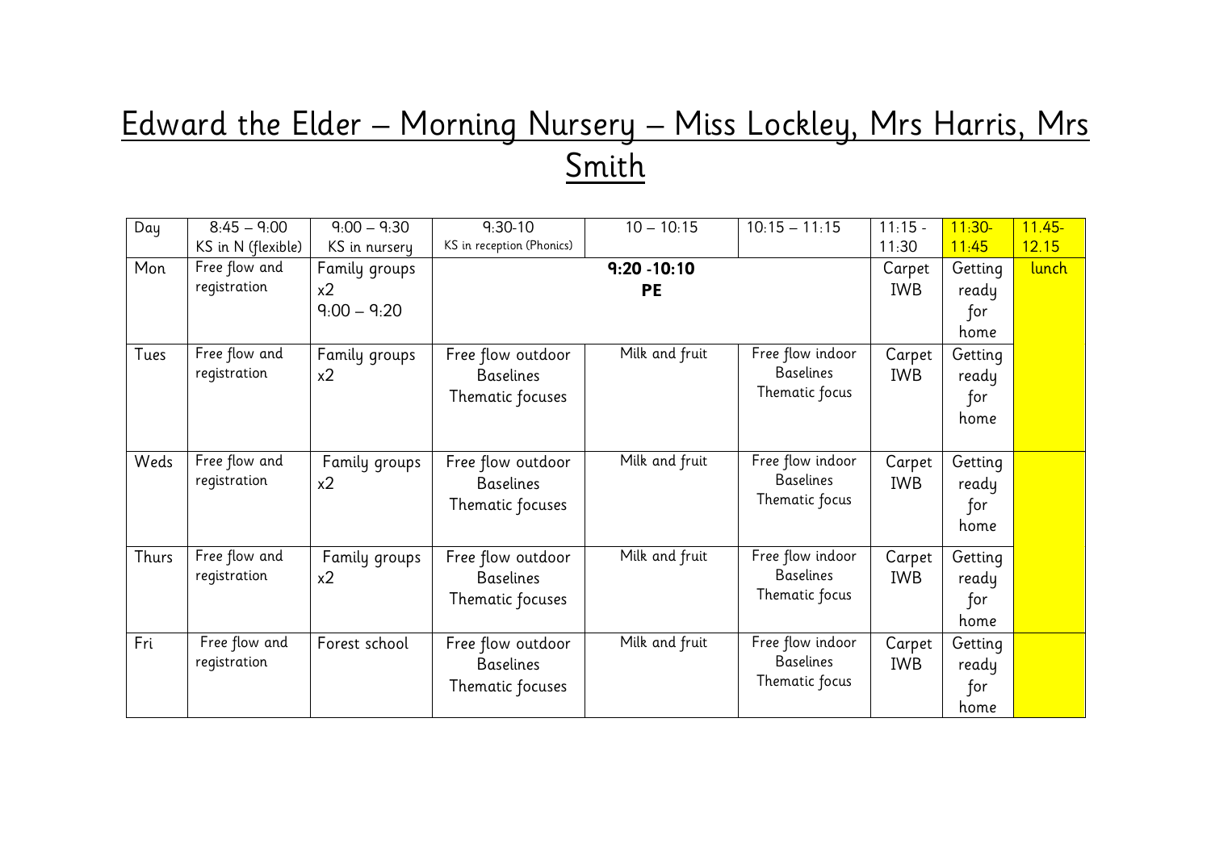# Edward the Elder – Morning Nursery – Miss Lockley, Mrs Harris, Mrs Smith

| Day | 8:45 – 9:00 KS in N (flexible) | 9:00 – 9:30 KS in nursery | 9:30-10 KS in reception (Phonics) | 10 – 10:15 | 10:15 – 11:15 | 11:15 - 11:30 | 11:30-11:45 | 11.45-12.15 |
|---|---|---|---|---|---|---|---|---|
| Mon | Free flow and registration | Family groups x2 9:00 – 9:20 | **9:20 -10:10 PE** | | | Carpet IWB | Getting ready for home | lunch |
| Tues | Free flow and registration | Family groups x2 | Free flow outdoor Baselines Thematic focuses | Milk and fruit | Free flow indoor Baselines Thematic focus | Carpet IWB | Getting ready for home | |
| Weds | Free flow and registration | Family groups x2 | Free flow outdoor Baselines Thematic focuses | Milk and fruit | Free flow indoor Baselines Thematic focus | Carpet IWB | Getting ready for home | |
| Thurs | Free flow and registration | Family groups x2 | Free flow outdoor Baselines Thematic focuses | Milk and fruit | Free flow indoor Baselines Thematic focus | Carpet IWB | Getting ready for home | |
| Fri | Free flow and registration | Forest school | Free flow outdoor Baselines Thematic focuses | Milk and fruit | Free flow indoor Baselines Thematic focus | Carpet IWB | Getting ready for home | |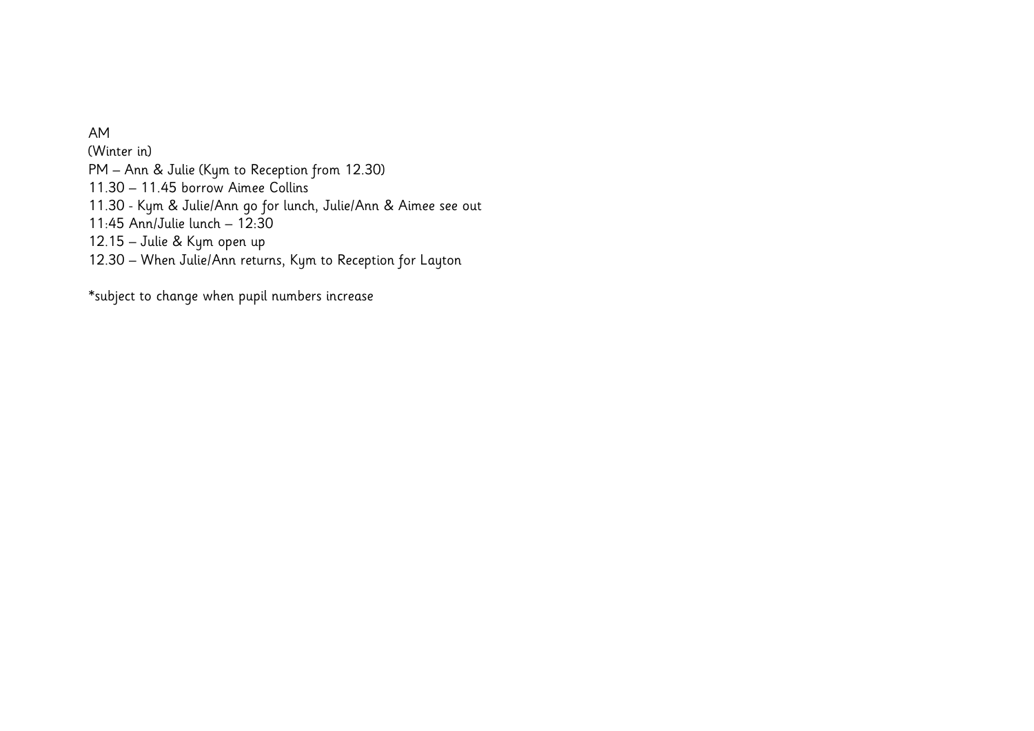AM

(Winter in)

PM – Ann & Julie (Kym to Reception from 12.30)

11.30 – 11.45 borrow Aimee Collins

11.30 - Kym & Julie/Ann go for lunch, Julie/Ann & Aimee see out

11:45 Ann/Julie lunch – 12:30

12.15 – Julie & Kym open up

12.30 – When Julie/Ann returns, Kym to Reception for Layton

*subject to change when pupil numbers increase